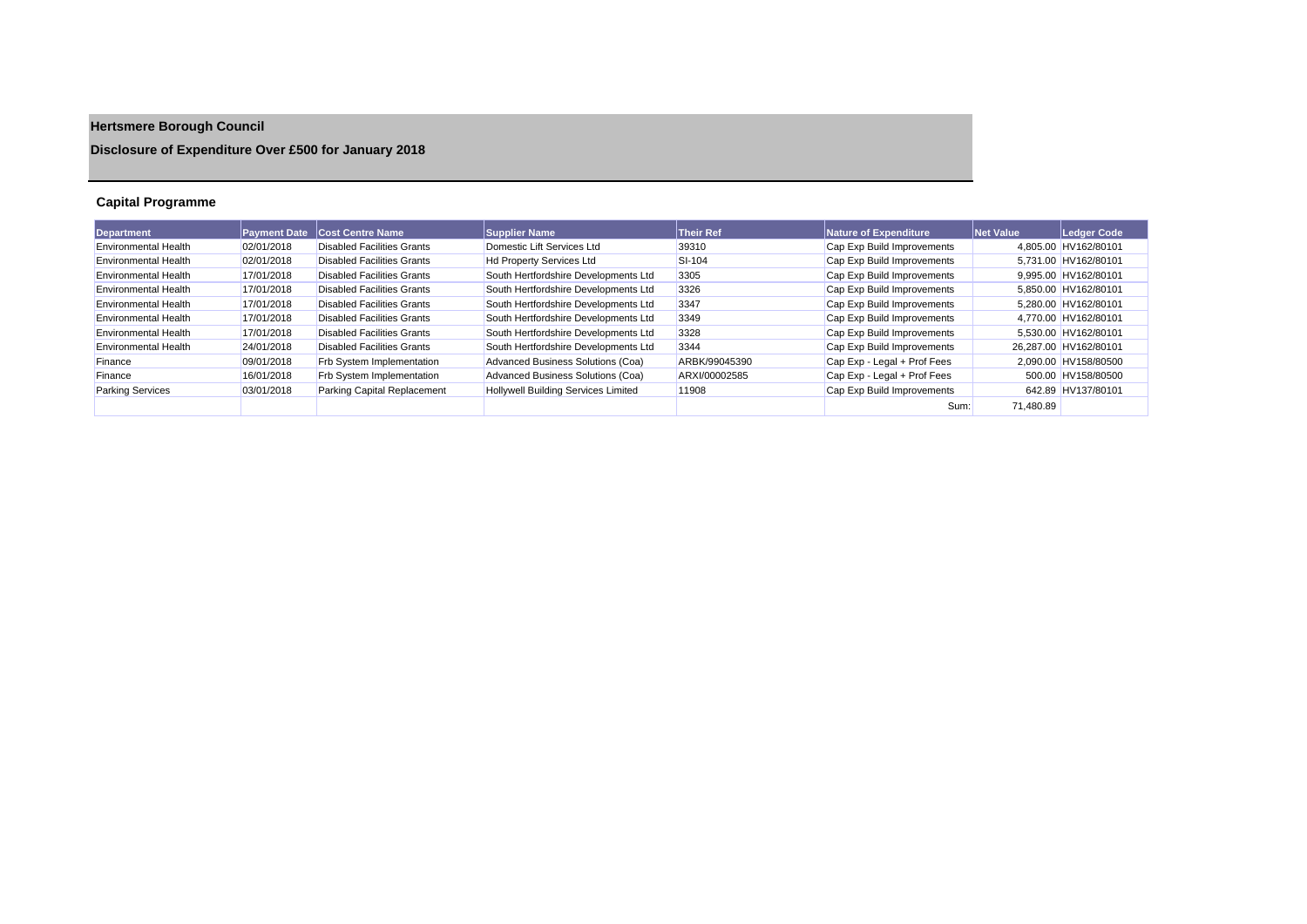# Hertsmere Borough Council

## Disclosure of Expenditure Over £500 for January 2018

### Capital Programme

| Department | Payment Date | Cost Centre Name | Supplier Name | Their Ref | Nature of Expenditure | Net Value | Ledger Code |
|---|---|---|---|---|---|---|---|
| Environmental Health | 02/01/2018 | Disabled Facilities Grants | Domestic Lift Services Ltd | 39310 | Cap Exp Build Improvements | 4,805.00 | HV162/80101 |
| Environmental Health | 02/01/2018 | Disabled Facilities Grants | Hd Property Services Ltd | SI-104 | Cap Exp Build Improvements | 5,731.00 | HV162/80101 |
| Environmental Health | 17/01/2018 | Disabled Facilities Grants | South Hertfordshire Developments Ltd | 3305 | Cap Exp Build Improvements | 9,995.00 | HV162/80101 |
| Environmental Health | 17/01/2018 | Disabled Facilities Grants | South Hertfordshire Developments Ltd | 3326 | Cap Exp Build Improvements | 5,850.00 | HV162/80101 |
| Environmental Health | 17/01/2018 | Disabled Facilities Grants | South Hertfordshire Developments Ltd | 3347 | Cap Exp Build Improvements | 5,280.00 | HV162/80101 |
| Environmental Health | 17/01/2018 | Disabled Facilities Grants | South Hertfordshire Developments Ltd | 3349 | Cap Exp Build Improvements | 4,770.00 | HV162/80101 |
| Environmental Health | 17/01/2018 | Disabled Facilities Grants | South Hertfordshire Developments Ltd | 3328 | Cap Exp Build Improvements | 5,530.00 | HV162/80101 |
| Environmental Health | 24/01/2018 | Disabled Facilities Grants | South Hertfordshire Developments Ltd | 3344 | Cap Exp Build Improvements | 26,287.00 | HV162/80101 |
| Finance | 09/01/2018 | Frb System Implementation | Advanced Business Solutions (Coa) | ARBK/99045390 | Cap Exp - Legal + Prof Fees | 2,090.00 | HV158/80500 |
| Finance | 16/01/2018 | Frb System Implementation | Advanced Business Solutions (Coa) | ARXI/00002585 | Cap Exp - Legal + Prof Fees | 500.00 | HV158/80500 |
| Parking Services | 03/01/2018 | Parking Capital Replacement | Hollywell Building Services Limited | 11908 | Cap Exp Build Improvements | 642.89 | HV137/80101 |
| | | | | | Sum: | 71,480.89 | |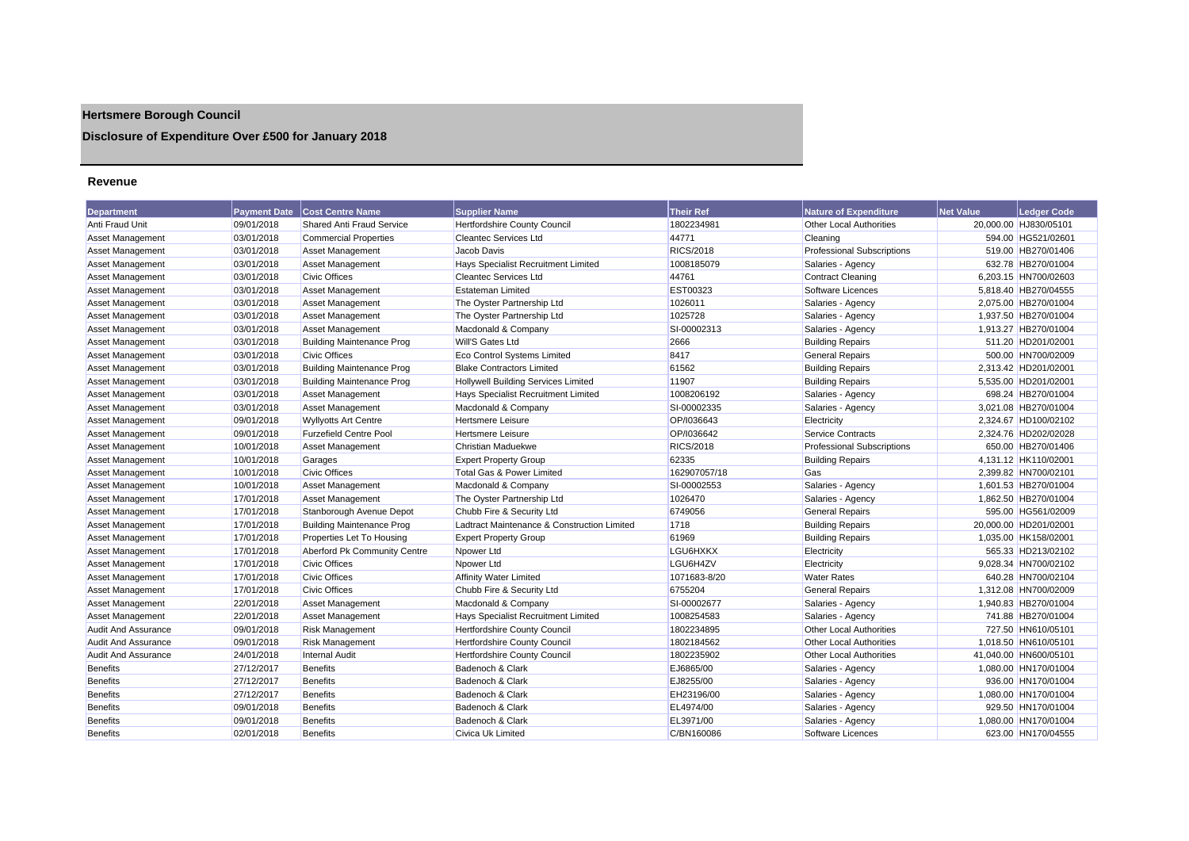# Hertsmere Borough Council

## Disclosure of Expenditure Over £500 for January 2018

### Revenue

| Department | Payment Date | Cost Centre Name | Supplier Name | Their Ref | Nature of Expenditure | Net Value | Ledger Code |
|---|---|---|---|---|---|---|---|
| Anti Fraud Unit | 09/01/2018 | Shared Anti Fraud Service | Hertfordshire County Council | 1802234981 | Other Local Authorities | 20,000.00 | HJ830/05101 |
| Asset Management | 03/01/2018 | Commercial Properties | Cleantec Services Ltd | 44771 | Cleaning | 594.00 | HG521/02601 |
| Asset Management | 03/01/2018 | Asset Management | Jacob Davis | RICS/2018 | Professional Subscriptions | 519.00 | HB270/01406 |
| Asset Management | 03/01/2018 | Asset Management | Hays Specialist Recruitment Limited | 1008185079 | Salaries - Agency | 632.78 | HB270/01004 |
| Asset Management | 03/01/2018 | Civic Offices | Cleantec Services Ltd | 44761 | Contract Cleaning | 6,203.15 | HN700/02603 |
| Asset Management | 03/01/2018 | Asset Management | Estateman Limited | EST00323 | Software Licences | 5,818.40 | HB270/04555 |
| Asset Management | 03/01/2018 | Asset Management | The Oyster Partnership Ltd | 1026011 | Salaries - Agency | 2,075.00 | HB270/01004 |
| Asset Management | 03/01/2018 | Asset Management | The Oyster Partnership Ltd | 1025728 | Salaries - Agency | 1,937.50 | HB270/01004 |
| Asset Management | 03/01/2018 | Asset Management | Macdonald & Company | SI-00002313 | Salaries - Agency | 1,913.27 | HB270/01004 |
| Asset Management | 03/01/2018 | Building Maintenance Prog | Will'S Gates Ltd | 2666 | Building Repairs | 511.20 | HD201/02001 |
| Asset Management | 03/01/2018 | Civic Offices | Eco Control Systems Limited | 8417 | General Repairs | 500.00 | HN700/02009 |
| Asset Management | 03/01/2018 | Building Maintenance Prog | Blake Contractors Limited | 61562 | Building Repairs | 2,313.42 | HD201/02001 |
| Asset Management | 03/01/2018 | Building Maintenance Prog | Hollywell Building Services Limited | 11907 | Building Repairs | 5,535.00 | HD201/02001 |
| Asset Management | 03/01/2018 | Asset Management | Hays Specialist Recruitment Limited | 1008206192 | Salaries - Agency | 698.24 | HB270/01004 |
| Asset Management | 03/01/2018 | Asset Management | Macdonald & Company | SI-00002335 | Salaries - Agency | 3,021.08 | HB270/01004 |
| Asset Management | 09/01/2018 | Wyllyotts Art Centre | Hertsmere Leisure | OP/I036643 | Electricity | 2,324.67 | HD100/02102 |
| Asset Management | 09/01/2018 | Furzefield Centre Pool | Hertsmere Leisure | OP/I036642 | Service Contracts | 2,324.76 | HD202/02028 |
| Asset Management | 10/01/2018 | Asset Management | Christian Maduekwe | RICS/2018 | Professional Subscriptions | 650.00 | HB270/01406 |
| Asset Management | 10/01/2018 | Garages | Expert Property Group | 62335 | Building Repairs | 4,131.12 | HK110/02001 |
| Asset Management | 10/01/2018 | Civic Offices | Total Gas & Power Limited | 162907057/18 | Gas | 2,399.82 | HN700/02101 |
| Asset Management | 10/01/2018 | Asset Management | Macdonald & Company | SI-00002553 | Salaries - Agency | 1,601.53 | HB270/01004 |
| Asset Management | 17/01/2018 | Asset Management | The Oyster Partnership Ltd | 1026470 | Salaries - Agency | 1,862.50 | HB270/01004 |
| Asset Management | 17/01/2018 | Stanborough Avenue Depot | Chubb Fire & Security Ltd | 6749056 | General Repairs | 595.00 | HG561/02009 |
| Asset Management | 17/01/2018 | Building Maintenance Prog | Ladtract Maintenance & Construction Limited | 1718 | Building Repairs | 20,000.00 | HD201/02001 |
| Asset Management | 17/01/2018 | Properties Let To Housing | Expert Property Group | 61969 | Building Repairs | 1,035.00 | HK158/02001 |
| Asset Management | 17/01/2018 | Aberford Pk Community Centre | Npower Ltd | LGU6HXKX | Electricity | 565.33 | HD213/02102 |
| Asset Management | 17/01/2018 | Civic Offices | Npower Ltd | LGU6H4ZV | Electricity | 9,028.34 | HN700/02102 |
| Asset Management | 17/01/2018 | Civic Offices | Affinity Water Limited | 1071683-8/20 | Water Rates | 640.28 | HN700/02104 |
| Asset Management | 17/01/2018 | Civic Offices | Chubb Fire & Security Ltd | 6755204 | General Repairs | 1,312.08 | HN700/02009 |
| Asset Management | 22/01/2018 | Asset Management | Macdonald & Company | SI-00002677 | Salaries - Agency | 1,940.83 | HB270/01004 |
| Asset Management | 22/01/2018 | Asset Management | Hays Specialist Recruitment Limited | 1008254583 | Salaries - Agency | 741.88 | HB270/01004 |
| Audit And Assurance | 09/01/2018 | Risk Management | Hertfordshire County Council | 1802234895 | Other Local Authorities | 727.50 | HN610/05101 |
| Audit And Assurance | 09/01/2018 | Risk Management | Hertfordshire County Council | 1802184562 | Other Local Authorities | 1,018.50 | HN610/05101 |
| Audit And Assurance | 24/01/2018 | Internal Audit | Hertfordshire County Council | 1802235902 | Other Local Authorities | 41,040.00 | HN600/05101 |
| Benefits | 27/12/2017 | Benefits | Badenoch & Clark | EJ6865/00 | Salaries - Agency | 1,080.00 | HN170/01004 |
| Benefits | 27/12/2017 | Benefits | Badenoch & Clark | EJ8255/00 | Salaries - Agency | 936.00 | HN170/01004 |
| Benefits | 27/12/2017 | Benefits | Badenoch & Clark | EH23196/00 | Salaries - Agency | 1,080.00 | HN170/01004 |
| Benefits | 09/01/2018 | Benefits | Badenoch & Clark | EL4974/00 | Salaries - Agency | 929.50 | HN170/01004 |
| Benefits | 09/01/2018 | Benefits | Badenoch & Clark | EL3971/00 | Salaries - Agency | 1,080.00 | HN170/01004 |
| Benefits | 02/01/2018 | Benefits | Civica Uk Limited | C/BN160086 | Software Licences | 623.00 | HN170/04555 |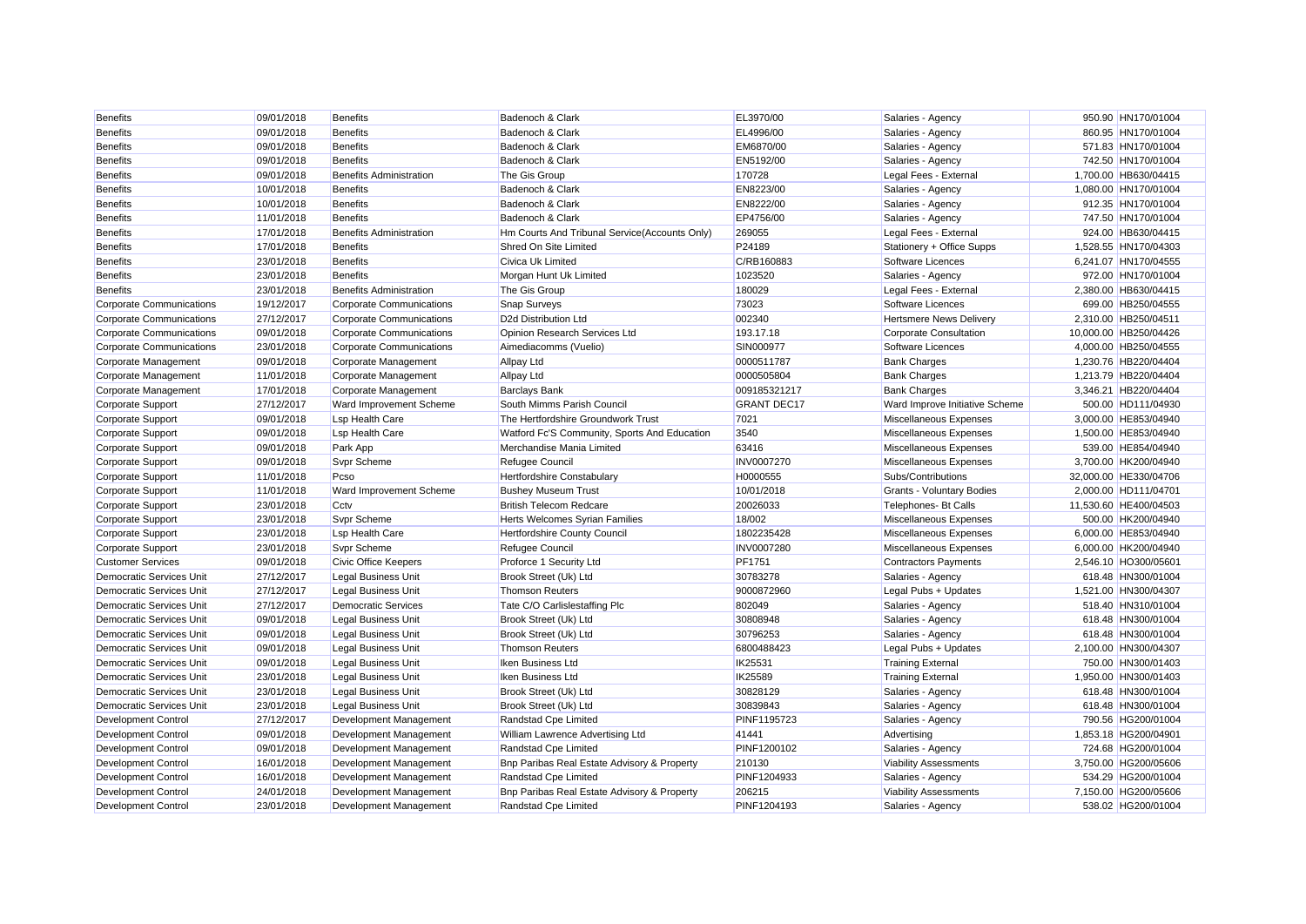| | | | | | | | |
|---|---|---|---|---|---|---|---|
| Benefits | 09/01/2018 | Benefits | Badenoch & Clark | EL3970/00 | Salaries - Agency | 950.90 | HN170/01004 |
| Benefits | 09/01/2018 | Benefits | Badenoch & Clark | EL4996/00 | Salaries - Agency | 860.95 | HN170/01004 |
| Benefits | 09/01/2018 | Benefits | Badenoch & Clark | EM6870/00 | Salaries - Agency | 571.83 | HN170/01004 |
| Benefits | 09/01/2018 | Benefits | Badenoch & Clark | EN5192/00 | Salaries - Agency | 742.50 | HN170/01004 |
| Benefits | 09/01/2018 | Benefits Administration | The Gis Group | 170728 | Legal Fees - External | 1,700.00 | HB630/04415 |
| Benefits | 10/01/2018 | Benefits | Badenoch & Clark | EN8223/00 | Salaries - Agency | 1,080.00 | HN170/01004 |
| Benefits | 10/01/2018 | Benefits | Badenoch & Clark | EN8222/00 | Salaries - Agency | 912.35 | HN170/01004 |
| Benefits | 11/01/2018 | Benefits | Badenoch & Clark | EP4756/00 | Salaries - Agency | 747.50 | HN170/01004 |
| Benefits | 17/01/2018 | Benefits Administration | Hm Courts And Tribunal Service(Accounts Only) | 269055 | Legal Fees - External | 924.00 | HB630/04415 |
| Benefits | 17/01/2018 | Benefits | Shred On Site Limited | P24189 | Stationery + Office Supps | 1,528.55 | HN170/04303 |
| Benefits | 23/01/2018 | Benefits | Civica Uk Limited | C/RB160883 | Software Licences | 6,241.07 | HN170/04555 |
| Benefits | 23/01/2018 | Benefits | Morgan Hunt Uk Limited | 1023520 | Salaries - Agency | 972.00 | HN170/01004 |
| Benefits | 23/01/2018 | Benefits Administration | The Gis Group | 180029 | Legal Fees - External | 2,380.00 | HB630/04415 |
| Corporate Communications | 19/12/2017 | Corporate Communications | Snap Surveys | 73023 | Software Licences | 699.00 | HB250/04555 |
| Corporate Communications | 27/12/2017 | Corporate Communications | D2d Distribution Ltd | 002340 | Hertsmere News Delivery | 2,310.00 | HB250/04511 |
| Corporate Communications | 09/01/2018 | Corporate Communications | Opinion Research Services Ltd | 193.17.18 | Corporate Consultation | 10,000.00 | HB250/04426 |
| Corporate Communications | 23/01/2018 | Corporate Communications | Aimediacomms (Vuelio) | SIN000977 | Software Licences | 4,000.00 | HB250/04555 |
| Corporate Management | 09/01/2018 | Corporate Management | Allpay Ltd | 0000511787 | Bank Charges | 1,230.76 | HB220/04404 |
| Corporate Management | 11/01/2018 | Corporate Management | Allpay Ltd | 0000505804 | Bank Charges | 1,213.79 | HB220/04404 |
| Corporate Management | 17/01/2018 | Corporate Management | Barclays Bank | 009185321217 | Bank Charges | 3,346.21 | HB220/04404 |
| Corporate Support | 27/12/2017 | Ward Improvement Scheme | South Mimms Parish Council | GRANT DEC17 | Ward Improve Initiative Scheme | 500.00 | HD111/04930 |
| Corporate Support | 09/01/2018 | Lsp Health Care | The Hertfordshire Groundwork Trust | 7021 | Miscellaneous Expenses | 3,000.00 | HE853/04940 |
| Corporate Support | 09/01/2018 | Lsp Health Care | Watford Fc'S Community, Sports And Education | 3540 | Miscellaneous Expenses | 1,500.00 | HE853/04940 |
| Corporate Support | 09/01/2018 | Park App | Merchandise Mania Limited | 63416 | Miscellaneous Expenses | 539.00 | HE854/04940 |
| Corporate Support | 09/01/2018 | Svpr Scheme | Refugee Council | INV0007270 | Miscellaneous Expenses | 3,700.00 | HK200/04940 |
| Corporate Support | 11/01/2018 | Pcso | Hertfordshire Constabulary | H0000555 | Subs/Contributions | 32,000.00 | HE330/04706 |
| Corporate Support | 11/01/2018 | Ward Improvement Scheme | Bushey Museum Trust | 10/01/2018 | Grants - Voluntary Bodies | 2,000.00 | HD111/04701 |
| Corporate Support | 23/01/2018 | Cctv | British Telecom Redcare | 20026033 | Telephones- Bt Calls | 11,530.60 | HE400/04503 |
| Corporate Support | 23/01/2018 | Svpr Scheme | Herts Welcomes Syrian Families | 18/002 | Miscellaneous Expenses | 500.00 | HK200/04940 |
| Corporate Support | 23/01/2018 | Lsp Health Care | Hertfordshire County Council | 1802235428 | Miscellaneous Expenses | 6,000.00 | HE853/04940 |
| Corporate Support | 23/01/2018 | Svpr Scheme | Refugee Council | INV0007280 | Miscellaneous Expenses | 6,000.00 | HK200/04940 |
| Customer Services | 09/01/2018 | Civic Office Keepers | Proforce 1 Security Ltd | PF1751 | Contractors Payments | 2,546.10 | HO300/05601 |
| Democratic Services Unit | 27/12/2017 | Legal Business Unit | Brook Street (Uk) Ltd | 30783278 | Salaries - Agency | 618.48 | HN300/01004 |
| Democratic Services Unit | 27/12/2017 | Legal Business Unit | Thomson Reuters | 9000872960 | Legal Pubs + Updates | 1,521.00 | HN300/04307 |
| Democratic Services Unit | 27/12/2017 | Democratic Services | Tate C/O Carlislestaffing Plc | 802049 | Salaries - Agency | 518.40 | HN310/01004 |
| Democratic Services Unit | 09/01/2018 | Legal Business Unit | Brook Street (Uk) Ltd | 30808948 | Salaries - Agency | 618.48 | HN300/01004 |
| Democratic Services Unit | 09/01/2018 | Legal Business Unit | Brook Street (Uk) Ltd | 30796253 | Salaries - Agency | 618.48 | HN300/01004 |
| Democratic Services Unit | 09/01/2018 | Legal Business Unit | Thomson Reuters | 6800488423 | Legal Pubs + Updates | 2,100.00 | HN300/04307 |
| Democratic Services Unit | 09/01/2018 | Legal Business Unit | Iken Business Ltd | IK25531 | Training External | 750.00 | HN300/01403 |
| Democratic Services Unit | 23/01/2018 | Legal Business Unit | Iken Business Ltd | IK25589 | Training External | 1,950.00 | HN300/01403 |
| Democratic Services Unit | 23/01/2018 | Legal Business Unit | Brook Street (Uk) Ltd | 30828129 | Salaries - Agency | 618.48 | HN300/01004 |
| Democratic Services Unit | 23/01/2018 | Legal Business Unit | Brook Street (Uk) Ltd | 30839843 | Salaries - Agency | 618.48 | HN300/01004 |
| Development Control | 27/12/2017 | Development Management | Randstad Cpe Limited | PINF1195723 | Salaries - Agency | 790.56 | HG200/01004 |
| Development Control | 09/01/2018 | Development Management | William Lawrence Advertising Ltd | 41441 | Advertising | 1,853.18 | HG200/04901 |
| Development Control | 09/01/2018 | Development Management | Randstad Cpe Limited | PINF1200102 | Salaries - Agency | 724.68 | HG200/01004 |
| Development Control | 16/01/2018 | Development Management | Bnp Paribas Real Estate Advisory & Property | 210130 | Viability Assessments | 3,750.00 | HG200/05606 |
| Development Control | 16/01/2018 | Development Management | Randstad Cpe Limited | PINF1204933 | Salaries - Agency | 534.29 | HG200/01004 |
| Development Control | 24/01/2018 | Development Management | Bnp Paribas Real Estate Advisory & Property | 206215 | Viability Assessments | 7,150.00 | HG200/05606 |
| Development Control | 23/01/2018 | Development Management | Randstad Cpe Limited | PINF1204193 | Salaries - Agency | 538.02 | HG200/01004 |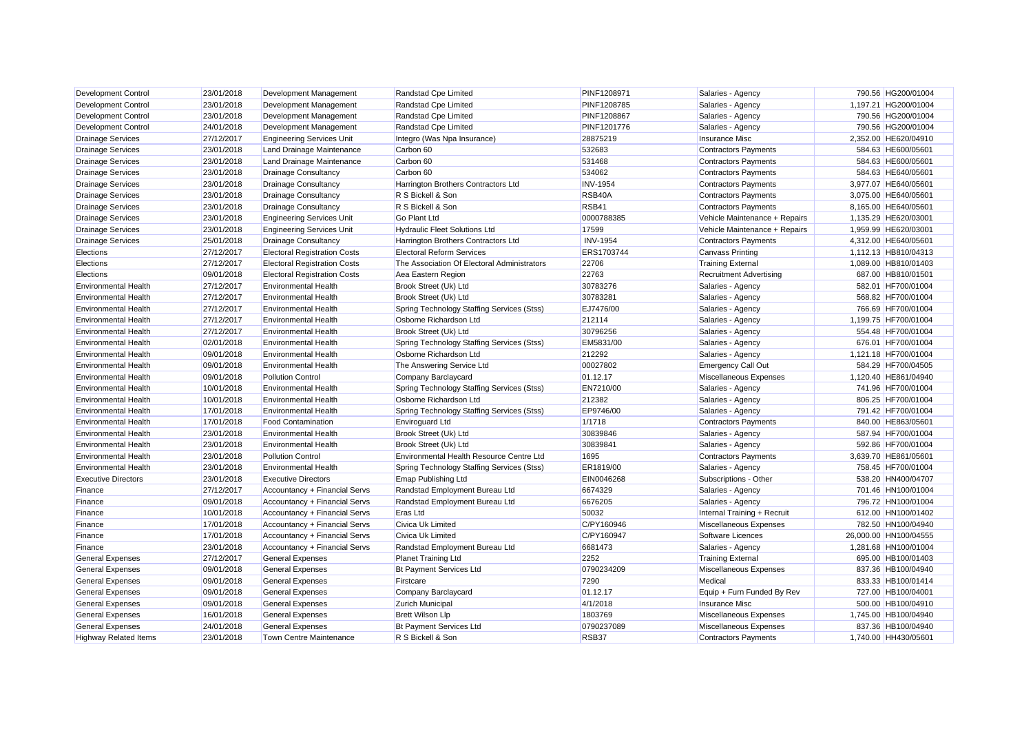| | | | | | | | |
|---|---|---|---|---|---|---|---|
| Development Control | 23/01/2018 | Development Management | Randstad Cpe Limited | PINF1208971 | Salaries - Agency | 790.56 | HG200/01004 |
| Development Control | 23/01/2018 | Development Management | Randstad Cpe Limited | PINF1208785 | Salaries - Agency | 1,197.21 | HG200/01004 |
| Development Control | 23/01/2018 | Development Management | Randstad Cpe Limited | PINF1208867 | Salaries - Agency | 790.56 | HG200/01004 |
| Development Control | 24/01/2018 | Development Management | Randstad Cpe Limited | PINF1201776 | Salaries - Agency | 790.56 | HG200/01004 |
| Drainage Services | 27/12/2017 | Engineering Services Unit | Integro (Was Npa Insurance) | 28875219 | Insurance Misc | 2,352.00 | HE620/04910 |
| Drainage Services | 23/01/2018 | Land Drainage Maintenance | Carbon 60 | 532683 | Contractors Payments | 584.63 | HE600/05601 |
| Drainage Services | 23/01/2018 | Land Drainage Maintenance | Carbon 60 | 531468 | Contractors Payments | 584.63 | HE600/05601 |
| Drainage Services | 23/01/2018 | Drainage Consultancy | Carbon 60 | 534062 | Contractors Payments | 584.63 | HE640/05601 |
| Drainage Services | 23/01/2018 | Drainage Consultancy | Harrington Brothers Contractors Ltd | INV-1954 | Contractors Payments | 3,977.07 | HE640/05601 |
| Drainage Services | 23/01/2018 | Drainage Consultancy | R S Bickell & Son | RSB40A | Contractors Payments | 3,075.00 | HE640/05601 |
| Drainage Services | 23/01/2018 | Drainage Consultancy | R S Bickell & Son | RSB41 | Contractors Payments | 8,165.00 | HE640/05601 |
| Drainage Services | 23/01/2018 | Engineering Services Unit | Go Plant Ltd | 0000788385 | Vehicle Maintenance + Repairs | 1,135.29 | HE620/03001 |
| Drainage Services | 23/01/2018 | Engineering Services Unit | Hydraulic Fleet Solutions Ltd | 17599 | Vehicle Maintenance + Repairs | 1,959.99 | HE620/03001 |
| Drainage Services | 25/01/2018 | Drainage Consultancy | Harrington Brothers Contractors Ltd | INV-1954 | Contractors Payments | 4,312.00 | HE640/05601 |
| Elections | 27/12/2017 | Electoral Registration Costs | Electoral Reform Services | ERS1703744 | Canvass Printing | 1,112.13 | HB810/04313 |
| Elections | 27/12/2017 | Electoral Registration Costs | The Association Of Electoral Administrators | 22706 | Training External | 1,089.00 | HB810/01403 |
| Elections | 09/01/2018 | Electoral Registration Costs | Aea Eastern Region | 22763 | Recruitment Advertising | 687.00 | HB810/01501 |
| Environmental Health | 27/12/2017 | Environmental Health | Brook Street (Uk) Ltd | 30783276 | Salaries - Agency | 582.01 | HF700/01004 |
| Environmental Health | 27/12/2017 | Environmental Health | Brook Street (Uk) Ltd | 30783281 | Salaries - Agency | 568.82 | HF700/01004 |
| Environmental Health | 27/12/2017 | Environmental Health | Spring Technology Staffing Services (Stss) | EJ7476/00 | Salaries - Agency | 766.69 | HF700/01004 |
| Environmental Health | 27/12/2017 | Environmental Health | Osborne Richardson Ltd | 212114 | Salaries - Agency | 1,199.75 | HF700/01004 |
| Environmental Health | 27/12/2017 | Environmental Health | Brook Street (Uk) Ltd | 30796256 | Salaries - Agency | 554.48 | HF700/01004 |
| Environmental Health | 02/01/2018 | Environmental Health | Spring Technology Staffing Services (Stss) | EM5831/00 | Salaries - Agency | 676.01 | HF700/01004 |
| Environmental Health | 09/01/2018 | Environmental Health | Osborne Richardson Ltd | 212292 | Salaries - Agency | 1,121.18 | HF700/01004 |
| Environmental Health | 09/01/2018 | Environmental Health | The Answering Service Ltd | 00027802 | Emergency Call Out | 584.29 | HF700/04505 |
| Environmental Health | 09/01/2018 | Pollution Control | Company Barclaycard | 01.12.17 | Miscellaneous Expenses | 1,120.40 | HE861/04940 |
| Environmental Health | 10/01/2018 | Environmental Health | Spring Technology Staffing Services (Stss) | EN7210/00 | Salaries - Agency | 741.96 | HF700/01004 |
| Environmental Health | 10/01/2018 | Environmental Health | Osborne Richardson Ltd | 212382 | Salaries - Agency | 806.25 | HF700/01004 |
| Environmental Health | 17/01/2018 | Environmental Health | Spring Technology Staffing Services (Stss) | EP9746/00 | Salaries - Agency | 791.42 | HF700/01004 |
| Environmental Health | 17/01/2018 | Food Contamination | Enviroguard Ltd | 1/1718 | Contractors Payments | 840.00 | HE863/05601 |
| Environmental Health | 23/01/2018 | Environmental Health | Brook Street (Uk) Ltd | 30839846 | Salaries - Agency | 587.94 | HF700/01004 |
| Environmental Health | 23/01/2018 | Environmental Health | Brook Street (Uk) Ltd | 30839841 | Salaries - Agency | 592.86 | HF700/01004 |
| Environmental Health | 23/01/2018 | Pollution Control | Environmental Health Resource Centre Ltd | 1695 | Contractors Payments | 3,639.70 | HE861/05601 |
| Environmental Health | 23/01/2018 | Environmental Health | Spring Technology Staffing Services (Stss) | ER1819/00 | Salaries - Agency | 758.45 | HF700/01004 |
| Executive Directors | 23/01/2018 | Executive Directors | Emap Publishing Ltd | EIN0046268 | Subscriptions - Other | 538.20 | HN400/04707 |
| Finance | 27/12/2017 | Accountancy + Financial Servs | Randstad Employment Bureau Ltd | 6674329 | Salaries - Agency | 701.46 | HN100/01004 |
| Finance | 09/01/2018 | Accountancy + Financial Servs | Randstad Employment Bureau Ltd | 6676205 | Salaries - Agency | 796.72 | HN100/01004 |
| Finance | 10/01/2018 | Accountancy + Financial Servs | Eras Ltd | 50032 | Internal Training + Recruit | 612.00 | HN100/01402 |
| Finance | 17/01/2018 | Accountancy + Financial Servs | Civica Uk Limited | C/PY160946 | Miscellaneous Expenses | 782.50 | HN100/04940 |
| Finance | 17/01/2018 | Accountancy + Financial Servs | Civica Uk Limited | C/PY160947 | Software Licences | 26,000.00 | HN100/04555 |
| Finance | 23/01/2018 | Accountancy + Financial Servs | Randstad Employment Bureau Ltd | 6681473 | Salaries - Agency | 1,281.68 | HN100/01004 |
| General Expenses | 27/12/2017 | General Expenses | Planet Training Ltd | 2252 | Training External | 695.00 | HB100/01403 |
| General Expenses | 09/01/2018 | General Expenses | Bt Payment Services Ltd | 0790234209 | Miscellaneous Expenses | 837.36 | HB100/04940 |
| General Expenses | 09/01/2018 | General Expenses | Firstcare | 7290 | Medical | 833.33 | HB100/01414 |
| General Expenses | 09/01/2018 | General Expenses | Company Barclaycard | 01.12.17 | Equip + Furn Funded By Rev | 727.00 | HB100/04001 |
| General Expenses | 09/01/2018 | General Expenses | Zurich Municipal | 4/1/2018 | Insurance Misc | 500.00 | HB100/04910 |
| General Expenses | 16/01/2018 | General Expenses | Brett Wilson Llp | 1803769 | Miscellaneous Expenses | 1,745.00 | HB100/04940 |
| General Expenses | 24/01/2018 | General Expenses | Bt Payment Services Ltd | 0790237089 | Miscellaneous Expenses | 837.36 | HB100/04940 |
| Highway Related Items | 23/01/2018 | Town Centre Maintenance | R S Bickell & Son | RSB37 | Contractors Payments | 1,740.00 | HH430/05601 |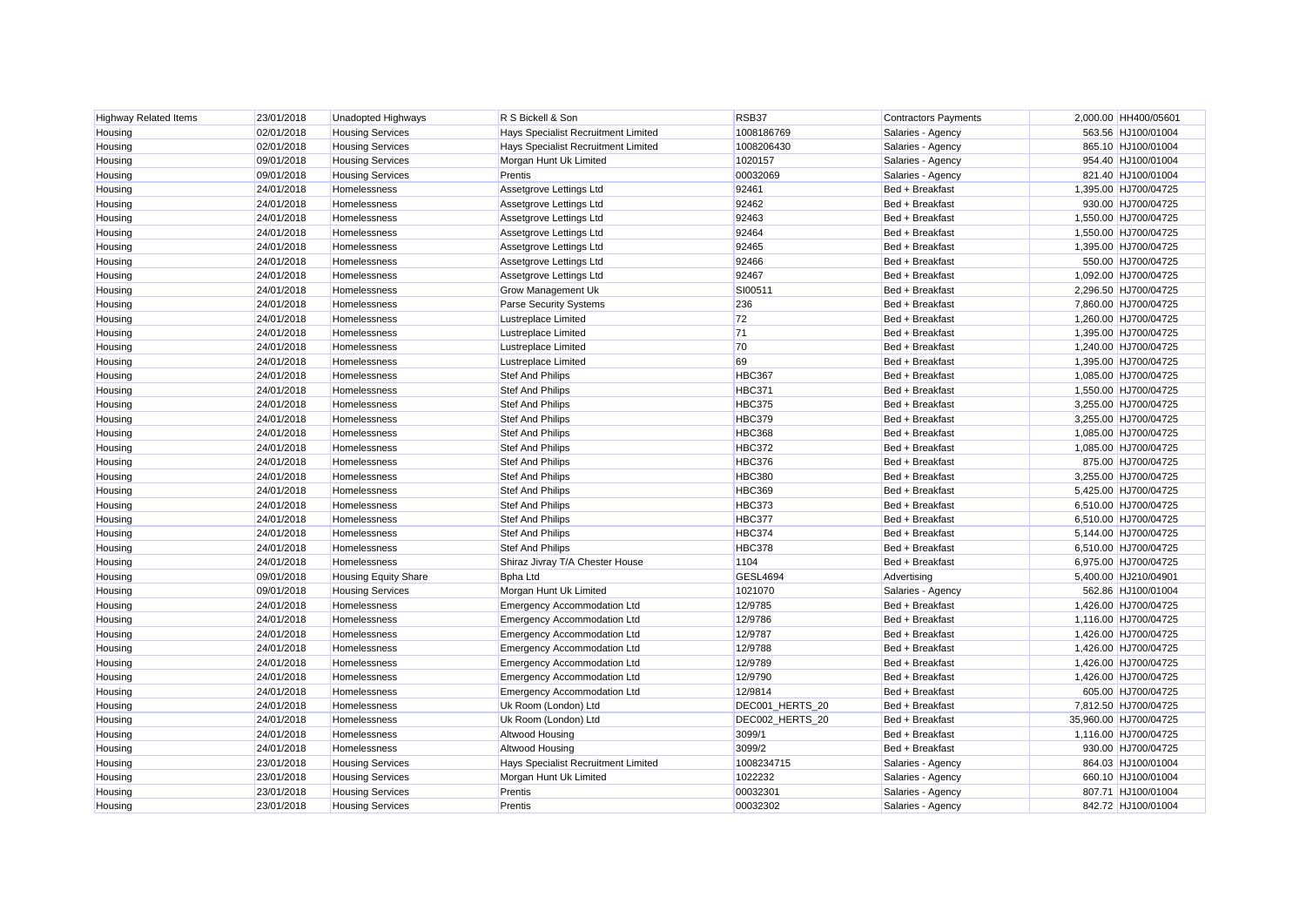| | | | | | | | |
|---|---|---|---|---|---|---|---|
| Highway Related Items | 23/01/2018 | Unadopted Highways | R S Bickell & Son | RSB37 | Contractors Payments | 2,000.00 | HH400/05601 |
| Housing | 02/01/2018 | Housing Services | Hays Specialist Recruitment Limited | 1008186769 | Salaries - Agency | 563.56 | HJ100/01004 |
| Housing | 02/01/2018 | Housing Services | Hays Specialist Recruitment Limited | 1008206430 | Salaries - Agency | 865.10 | HJ100/01004 |
| Housing | 09/01/2018 | Housing Services | Morgan Hunt Uk Limited | 1020157 | Salaries - Agency | 954.40 | HJ100/01004 |
| Housing | 09/01/2018 | Housing Services | Prentis | 00032069 | Salaries - Agency | 821.40 | HJ100/01004 |
| Housing | 24/01/2018 | Homelessness | Assetgrove Lettings Ltd | 92461 | Bed + Breakfast | 1,395.00 | HJ700/04725 |
| Housing | 24/01/2018 | Homelessness | Assetgrove Lettings Ltd | 92462 | Bed + Breakfast | 930.00 | HJ700/04725 |
| Housing | 24/01/2018 | Homelessness | Assetgrove Lettings Ltd | 92463 | Bed + Breakfast | 1,550.00 | HJ700/04725 |
| Housing | 24/01/2018 | Homelessness | Assetgrove Lettings Ltd | 92464 | Bed + Breakfast | 1,550.00 | HJ700/04725 |
| Housing | 24/01/2018 | Homelessness | Assetgrove Lettings Ltd | 92465 | Bed + Breakfast | 1,395.00 | HJ700/04725 |
| Housing | 24/01/2018 | Homelessness | Assetgrove Lettings Ltd | 92466 | Bed + Breakfast | 550.00 | HJ700/04725 |
| Housing | 24/01/2018 | Homelessness | Assetgrove Lettings Ltd | 92467 | Bed + Breakfast | 1,092.00 | HJ700/04725 |
| Housing | 24/01/2018 | Homelessness | Grow Management Uk | SI00511 | Bed + Breakfast | 2,296.50 | HJ700/04725 |
| Housing | 24/01/2018 | Homelessness | Parse Security Systems | 236 | Bed + Breakfast | 7,860.00 | HJ700/04725 |
| Housing | 24/01/2018 | Homelessness | Lustreplace Limited | 72 | Bed + Breakfast | 1,260.00 | HJ700/04725 |
| Housing | 24/01/2018 | Homelessness | Lustreplace Limited | 71 | Bed + Breakfast | 1,395.00 | HJ700/04725 |
| Housing | 24/01/2018 | Homelessness | Lustreplace Limited | 70 | Bed + Breakfast | 1,240.00 | HJ700/04725 |
| Housing | 24/01/2018 | Homelessness | Lustreplace Limited | 69 | Bed + Breakfast | 1,395.00 | HJ700/04725 |
| Housing | 24/01/2018 | Homelessness | Stef And Philips | HBC367 | Bed + Breakfast | 1,085.00 | HJ700/04725 |
| Housing | 24/01/2018 | Homelessness | Stef And Philips | HBC371 | Bed + Breakfast | 1,550.00 | HJ700/04725 |
| Housing | 24/01/2018 | Homelessness | Stef And Philips | HBC375 | Bed + Breakfast | 3,255.00 | HJ700/04725 |
| Housing | 24/01/2018 | Homelessness | Stef And Philips | HBC379 | Bed + Breakfast | 3,255.00 | HJ700/04725 |
| Housing | 24/01/2018 | Homelessness | Stef And Philips | HBC368 | Bed + Breakfast | 1,085.00 | HJ700/04725 |
| Housing | 24/01/2018 | Homelessness | Stef And Philips | HBC372 | Bed + Breakfast | 1,085.00 | HJ700/04725 |
| Housing | 24/01/2018 | Homelessness | Stef And Philips | HBC376 | Bed + Breakfast | 875.00 | HJ700/04725 |
| Housing | 24/01/2018 | Homelessness | Stef And Philips | HBC380 | Bed + Breakfast | 3,255.00 | HJ700/04725 |
| Housing | 24/01/2018 | Homelessness | Stef And Philips | HBC369 | Bed + Breakfast | 5,425.00 | HJ700/04725 |
| Housing | 24/01/2018 | Homelessness | Stef And Philips | HBC373 | Bed + Breakfast | 6,510.00 | HJ700/04725 |
| Housing | 24/01/2018 | Homelessness | Stef And Philips | HBC377 | Bed + Breakfast | 6,510.00 | HJ700/04725 |
| Housing | 24/01/2018 | Homelessness | Stef And Philips | HBC374 | Bed + Breakfast | 5,144.00 | HJ700/04725 |
| Housing | 24/01/2018 | Homelessness | Stef And Philips | HBC378 | Bed + Breakfast | 6,510.00 | HJ700/04725 |
| Housing | 24/01/2018 | Homelessness | Shiraz Jivray T/A Chester House | 1104 | Bed + Breakfast | 6,975.00 | HJ700/04725 |
| Housing | 09/01/2018 | Housing Equity Share | Bpha Ltd | GESL4694 | Advertising | 5,400.00 | HJ210/04901 |
| Housing | 09/01/2018 | Housing Services | Morgan Hunt Uk Limited | 1021070 | Salaries - Agency | 562.86 | HJ100/01004 |
| Housing | 24/01/2018 | Homelessness | Emergency Accommodation Ltd | 12/9785 | Bed + Breakfast | 1,426.00 | HJ700/04725 |
| Housing | 24/01/2018 | Homelessness | Emergency Accommodation Ltd | 12/9786 | Bed + Breakfast | 1,116.00 | HJ700/04725 |
| Housing | 24/01/2018 | Homelessness | Emergency Accommodation Ltd | 12/9787 | Bed + Breakfast | 1,426.00 | HJ700/04725 |
| Housing | 24/01/2018 | Homelessness | Emergency Accommodation Ltd | 12/9788 | Bed + Breakfast | 1,426.00 | HJ700/04725 |
| Housing | 24/01/2018 | Homelessness | Emergency Accommodation Ltd | 12/9789 | Bed + Breakfast | 1,426.00 | HJ700/04725 |
| Housing | 24/01/2018 | Homelessness | Emergency Accommodation Ltd | 12/9790 | Bed + Breakfast | 1,426.00 | HJ700/04725 |
| Housing | 24/01/2018 | Homelessness | Emergency Accommodation Ltd | 12/9814 | Bed + Breakfast | 605.00 | HJ700/04725 |
| Housing | 24/01/2018 | Homelessness | Uk Room (London) Ltd | DEC001_HERTS_20 | Bed + Breakfast | 7,812.50 | HJ700/04725 |
| Housing | 24/01/2018 | Homelessness | Uk Room (London) Ltd | DEC002_HERTS_20 | Bed + Breakfast | 35,960.00 | HJ700/04725 |
| Housing | 24/01/2018 | Homelessness | Altwood Housing | 3099/1 | Bed + Breakfast | 1,116.00 | HJ700/04725 |
| Housing | 24/01/2018 | Homelessness | Altwood Housing | 3099/2 | Bed + Breakfast | 930.00 | HJ700/04725 |
| Housing | 23/01/2018 | Housing Services | Hays Specialist Recruitment Limited | 1008234715 | Salaries - Agency | 864.03 | HJ100/01004 |
| Housing | 23/01/2018 | Housing Services | Morgan Hunt Uk Limited | 1022232 | Salaries - Agency | 660.10 | HJ100/01004 |
| Housing | 23/01/2018 | Housing Services | Prentis | 00032301 | Salaries - Agency | 807.71 | HJ100/01004 |
| Housing | 23/01/2018 | Housing Services | Prentis | 00032302 | Salaries - Agency | 842.72 | HJ100/01004 |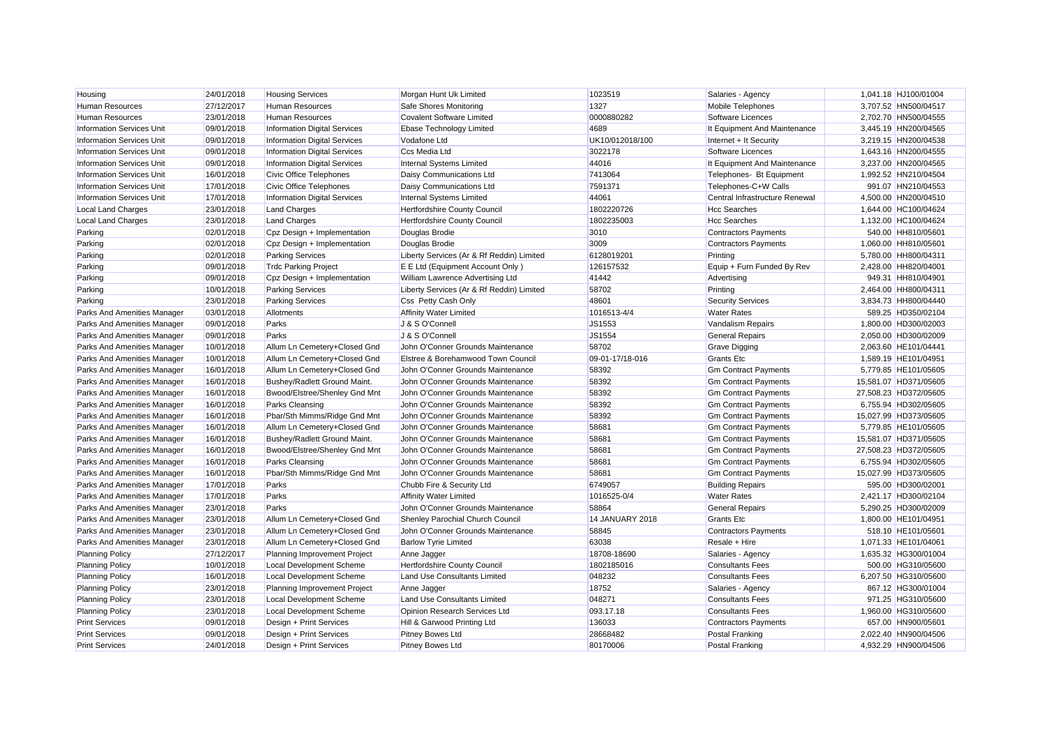| | | | | | | | |
|---|---|---|---|---|---|---|---|
| Housing | 24/01/2018 | Housing Services | Morgan Hunt Uk Limited | 1023519 | Salaries - Agency | 1,041.18 | HJ100/01004 |
| Human Resources | 27/12/2017 | Human Resources | Safe Shores Monitoring | 1327 | Mobile Telephones | 3,707.52 | HN500/04517 |
| Human Resources | 23/01/2018 | Human Resources | Covalent Software Limited | 0000880282 | Software Licences | 2,702.70 | HN500/04555 |
| Information Services Unit | 09/01/2018 | Information Digital Services | Ebase Technology Limited | 4689 | It Equipment And Maintenance | 3,445.19 | HN200/04565 |
| Information Services Unit | 09/01/2018 | Information Digital Services | Vodafone Ltd | UK10/012018/100 | Internet + It Security | 3,219.15 | HN200/04538 |
| Information Services Unit | 09/01/2018 | Information Digital Services | Ccs Media Ltd | 3022178 | Software Licences | 1,643.16 | HN200/04555 |
| Information Services Unit | 09/01/2018 | Information Digital Services | Internal Systems Limited | 44016 | It Equipment And Maintenance | 3,237.00 | HN200/04565 |
| Information Services Unit | 16/01/2018 | Civic Office Telephones | Daisy Communications Ltd | 7413064 | Telephones- Bt Equipment | 1,992.52 | HN210/04504 |
| Information Services Unit | 17/01/2018 | Civic Office Telephones | Daisy Communications Ltd | 7591371 | Telephones-C+W Calls | 991.07 | HN210/04553 |
| Information Services Unit | 17/01/2018 | Information Digital Services | Internal Systems Limited | 44061 | Central Infrastructure Renewal | 4,500.00 | HN200/04510 |
| Local Land Charges | 23/01/2018 | Land Charges | Hertfordshire County Council | 1802220726 | Hcc Searches | 1,644.00 | HC100/04624 |
| Local Land Charges | 23/01/2018 | Land Charges | Hertfordshire County Council | 1802235003 | Hcc Searches | 1,132.00 | HC100/04624 |
| Parking | 02/01/2018 | Cpz Design + Implementation | Douglas Brodie | 3010 | Contractors Payments | 540.00 | HH810/05601 |
| Parking | 02/01/2018 | Cpz Design + Implementation | Douglas Brodie | 3009 | Contractors Payments | 1,060.00 | HH810/05601 |
| Parking | 02/01/2018 | Parking Services | Liberty Services (Ar & Rf Reddin) Limited | 6128019201 | Printing | 5,780.00 | HH800/04311 |
| Parking | 09/01/2018 | Trdc Parking Project | E E Ltd (Equipment Account Only ) | 126157532 | Equip + Furn Funded By Rev | 2,428.00 | HH820/04001 |
| Parking | 09/01/2018 | Cpz Design + Implementation | William Lawrence Advertising Ltd | 41442 | Advertising | 949.31 | HH810/04901 |
| Parking | 10/01/2018 | Parking Services | Liberty Services (Ar & Rf Reddin) Limited | 58702 | Printing | 2,464.00 | HH800/04311 |
| Parking | 23/01/2018 | Parking Services | Css Petty Cash Only | 48601 | Security Services | 3,834.73 | HH800/04440 |
| Parks And Amenities Manager | 03/01/2018 | Allotments | Affinity Water Limited | 1016513-4/4 | Water Rates | 589.25 | HD350/02104 |
| Parks And Amenities Manager | 09/01/2018 | Parks | J & S O'Connell | JS1553 | Vandalism Repairs | 1,800.00 | HD300/02003 |
| Parks And Amenities Manager | 09/01/2018 | Parks | J & S O'Connell | JS1554 | General Repairs | 2,050.00 | HD300/02009 |
| Parks And Amenities Manager | 10/01/2018 | Allum Ln Cemetery+Closed Gnd | John O'Conner Grounds Maintenance | 58702 | Grave Digging | 2,063.60 | HE101/04441 |
| Parks And Amenities Manager | 10/01/2018 | Allum Ln Cemetery+Closed Gnd | Elstree & Borehamwood Town Council | 09-01-17/18-016 | Grants Etc | 1,589.19 | HE101/04951 |
| Parks And Amenities Manager | 16/01/2018 | Allum Ln Cemetery+Closed Gnd | John O'Conner Grounds Maintenance | 58392 | Gm Contract Payments | 5,779.85 | HE101/05605 |
| Parks And Amenities Manager | 16/01/2018 | Bushey/Radlett Ground Maint. | John O'Conner Grounds Maintenance | 58392 | Gm Contract Payments | 15,581.07 | HD371/05605 |
| Parks And Amenities Manager | 16/01/2018 | Bwood/Elstree/Shenley Gnd Mnt | John O'Conner Grounds Maintenance | 58392 | Gm Contract Payments | 27,508.23 | HD372/05605 |
| Parks And Amenities Manager | 16/01/2018 | Parks Cleansing | John O'Conner Grounds Maintenance | 58392 | Gm Contract Payments | 6,755.94 | HD302/05605 |
| Parks And Amenities Manager | 16/01/2018 | Pbar/Sth Mimms/Ridge Gnd Mnt | John O'Conner Grounds Maintenance | 58392 | Gm Contract Payments | 15,027.99 | HD373/05605 |
| Parks And Amenities Manager | 16/01/2018 | Allum Ln Cemetery+Closed Gnd | John O'Conner Grounds Maintenance | 58681 | Gm Contract Payments | 5,779.85 | HE101/05605 |
| Parks And Amenities Manager | 16/01/2018 | Bushey/Radlett Ground Maint. | John O'Conner Grounds Maintenance | 58681 | Gm Contract Payments | 15,581.07 | HD371/05605 |
| Parks And Amenities Manager | 16/01/2018 | Bwood/Elstree/Shenley Gnd Mnt | John O'Conner Grounds Maintenance | 58681 | Gm Contract Payments | 27,508.23 | HD372/05605 |
| Parks And Amenities Manager | 16/01/2018 | Parks Cleansing | John O'Conner Grounds Maintenance | 58681 | Gm Contract Payments | 6,755.94 | HD302/05605 |
| Parks And Amenities Manager | 16/01/2018 | Pbar/Sth Mimms/Ridge Gnd Mnt | John O'Conner Grounds Maintenance | 58681 | Gm Contract Payments | 15,027.99 | HD373/05605 |
| Parks And Amenities Manager | 17/01/2018 | Parks | Chubb Fire & Security Ltd | 6749057 | Building Repairs | 595.00 | HD300/02001 |
| Parks And Amenities Manager | 17/01/2018 | Parks | Affinity Water Limited | 1016525-0/4 | Water Rates | 2,421.17 | HD300/02104 |
| Parks And Amenities Manager | 23/01/2018 | Parks | John O'Conner Grounds Maintenance | 58864 | General Repairs | 5,290.25 | HD300/02009 |
| Parks And Amenities Manager | 23/01/2018 | Allum Ln Cemetery+Closed Gnd | Shenley Parochial Church Council | 14 JANUARY 2018 | Grants Etc | 1,800.00 | HE101/04951 |
| Parks And Amenities Manager | 23/01/2018 | Allum Ln Cemetery+Closed Gnd | John O'Conner Grounds Maintenance | 58845 | Contractors Payments | 518.10 | HE101/05601 |
| Parks And Amenities Manager | 23/01/2018 | Allum Ln Cemetery+Closed Gnd | Barlow Tyrie Limited | 63038 | Resale + Hire | 1,071.33 | HE101/04061 |
| Planning Policy | 27/12/2017 | Planning Improvement Project | Anne Jagger | 18708-18690 | Salaries - Agency | 1,635.32 | HG300/01004 |
| Planning Policy | 10/01/2018 | Local Development Scheme | Hertfordshire County Council | 1802185016 | Consultants Fees | 500.00 | HG310/05600 |
| Planning Policy | 16/01/2018 | Local Development Scheme | Land Use Consultants Limited | 048232 | Consultants Fees | 6,207.50 | HG310/05600 |
| Planning Policy | 23/01/2018 | Planning Improvement Project | Anne Jagger | 18752 | Salaries - Agency | 867.12 | HG300/01004 |
| Planning Policy | 23/01/2018 | Local Development Scheme | Land Use Consultants Limited | 048271 | Consultants Fees | 971.25 | HG310/05600 |
| Planning Policy | 23/01/2018 | Local Development Scheme | Opinion Research Services Ltd | 093.17.18 | Consultants Fees | 1,960.00 | HG310/05600 |
| Print Services | 09/01/2018 | Design + Print Services | Hill & Garwood Printing Ltd | 136033 | Contractors Payments | 657.00 | HN900/05601 |
| Print Services | 09/01/2018 | Design + Print Services | Pitney Bowes Ltd | 28668482 | Postal Franking | 2,022.40 | HN900/04506 |
| Print Services | 24/01/2018 | Design + Print Services | Pitney Bowes Ltd | 80170006 | Postal Franking | 4,932.29 | HN900/04506 |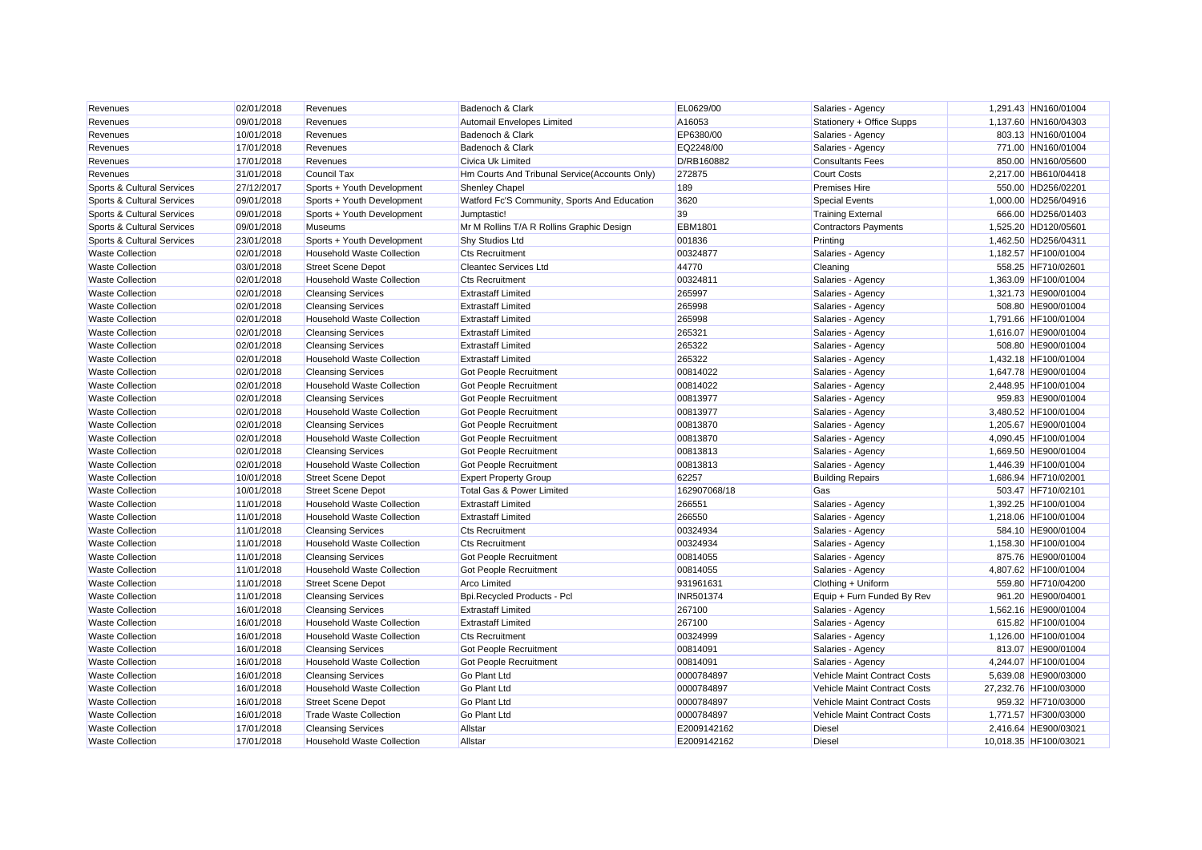| | | | | | | | |
|---|---|---|---|---|---|---|---|
| Revenues | 02/01/2018 | Revenues | Badenoch & Clark | EL0629/00 | Salaries - Agency | 1,291.43 | HN160/01004 |
| Revenues | 09/01/2018 | Revenues | Automail Envelopes Limited | A16053 | Stationery + Office Supps | 1,137.60 | HN160/04303 |
| Revenues | 10/01/2018 | Revenues | Badenoch & Clark | EP6380/00 | Salaries - Agency | 803.13 | HN160/01004 |
| Revenues | 17/01/2018 | Revenues | Badenoch & Clark | EQ2248/00 | Salaries - Agency | 771.00 | HN160/01004 |
| Revenues | 17/01/2018 | Revenues | Civica Uk Limited | D/RB160882 | Consultants Fees | 850.00 | HN160/05600 |
| Revenues | 31/01/2018 | Council Tax | Hm Courts And Tribunal Service(Accounts Only) | 272875 | Court Costs | 2,217.00 | HB610/04418 |
| Sports & Cultural Services | 27/12/2017 | Sports + Youth Development | Shenley Chapel | 189 | Premises Hire | 550.00 | HD256/02201 |
| Sports & Cultural Services | 09/01/2018 | Sports + Youth Development | Watford Fc'S Community, Sports And Education | 3620 | Special Events | 1,000.00 | HD256/04916 |
| Sports & Cultural Services | 09/01/2018 | Sports + Youth Development | Jumptastic! | 39 | Training External | 666.00 | HD256/01403 |
| Sports & Cultural Services | 09/01/2018 | Museums | Mr M Rollins T/A R Rollins Graphic Design | EBM1801 | Contractors Payments | 1,525.20 | HD120/05601 |
| Sports & Cultural Services | 23/01/2018 | Sports + Youth Development | Shy Studios Ltd | 001836 | Printing | 1,462.50 | HD256/04311 |
| Waste Collection | 02/01/2018 | Household Waste Collection | Cts Recruitment | 00324877 | Salaries - Agency | 1,182.57 | HF100/01004 |
| Waste Collection | 03/01/2018 | Street Scene Depot | Cleantec Services Ltd | 44770 | Cleaning | 558.25 | HF710/02601 |
| Waste Collection | 02/01/2018 | Household Waste Collection | Cts Recruitment | 00324811 | Salaries - Agency | 1,363.09 | HF100/01004 |
| Waste Collection | 02/01/2018 | Cleansing Services | Extrastaff Limited | 265997 | Salaries - Agency | 1,321.73 | HE900/01004 |
| Waste Collection | 02/01/2018 | Cleansing Services | Extrastaff Limited | 265998 | Salaries - Agency | 508.80 | HE900/01004 |
| Waste Collection | 02/01/2018 | Household Waste Collection | Extrastaff Limited | 265998 | Salaries - Agency | 1,791.66 | HF100/01004 |
| Waste Collection | 02/01/2018 | Cleansing Services | Extrastaff Limited | 265321 | Salaries - Agency | 1,616.07 | HE900/01004 |
| Waste Collection | 02/01/2018 | Cleansing Services | Extrastaff Limited | 265322 | Salaries - Agency | 508.80 | HE900/01004 |
| Waste Collection | 02/01/2018 | Household Waste Collection | Extrastaff Limited | 265322 | Salaries - Agency | 1,432.18 | HF100/01004 |
| Waste Collection | 02/01/2018 | Cleansing Services | Got People Recruitment | 00814022 | Salaries - Agency | 1,647.78 | HE900/01004 |
| Waste Collection | 02/01/2018 | Household Waste Collection | Got People Recruitment | 00814022 | Salaries - Agency | 2,448.95 | HF100/01004 |
| Waste Collection | 02/01/2018 | Cleansing Services | Got People Recruitment | 00813977 | Salaries - Agency | 959.83 | HE900/01004 |
| Waste Collection | 02/01/2018 | Household Waste Collection | Got People Recruitment | 00813977 | Salaries - Agency | 3,480.52 | HF100/01004 |
| Waste Collection | 02/01/2018 | Cleansing Services | Got People Recruitment | 00813870 | Salaries - Agency | 1,205.67 | HE900/01004 |
| Waste Collection | 02/01/2018 | Household Waste Collection | Got People Recruitment | 00813870 | Salaries - Agency | 4,090.45 | HF100/01004 |
| Waste Collection | 02/01/2018 | Cleansing Services | Got People Recruitment | 00813813 | Salaries - Agency | 1,669.50 | HE900/01004 |
| Waste Collection | 02/01/2018 | Household Waste Collection | Got People Recruitment | 00813813 | Salaries - Agency | 1,446.39 | HF100/01004 |
| Waste Collection | 10/01/2018 | Street Scene Depot | Expert Property Group | 62257 | Building Repairs | 1,686.94 | HF710/02001 |
| Waste Collection | 10/01/2018 | Street Scene Depot | Total Gas & Power Limited | 162907068/18 | Gas | 503.47 | HF710/02101 |
| Waste Collection | 11/01/2018 | Household Waste Collection | Extrastaff Limited | 266551 | Salaries - Agency | 1,392.25 | HF100/01004 |
| Waste Collection | 11/01/2018 | Household Waste Collection | Extrastaff Limited | 266550 | Salaries - Agency | 1,218.06 | HF100/01004 |
| Waste Collection | 11/01/2018 | Cleansing Services | Cts Recruitment | 00324934 | Salaries - Agency | 584.10 | HE900/01004 |
| Waste Collection | 11/01/2018 | Household Waste Collection | Cts Recruitment | 00324934 | Salaries - Agency | 1,158.30 | HF100/01004 |
| Waste Collection | 11/01/2018 | Cleansing Services | Got People Recruitment | 00814055 | Salaries - Agency | 875.76 | HE900/01004 |
| Waste Collection | 11/01/2018 | Household Waste Collection | Got People Recruitment | 00814055 | Salaries - Agency | 4,807.62 | HF100/01004 |
| Waste Collection | 11/01/2018 | Street Scene Depot | Arco Limited | 931961631 | Clothing + Uniform | 559.80 | HF710/04200 |
| Waste Collection | 11/01/2018 | Cleansing Services | Bpi.Recycled Products - Pcl | INR501374 | Equip + Furn Funded By Rev | 961.20 | HE900/04001 |
| Waste Collection | 16/01/2018 | Cleansing Services | Extrastaff Limited | 267100 | Salaries - Agency | 1,562.16 | HE900/01004 |
| Waste Collection | 16/01/2018 | Household Waste Collection | Extrastaff Limited | 267100 | Salaries - Agency | 615.82 | HF100/01004 |
| Waste Collection | 16/01/2018 | Household Waste Collection | Cts Recruitment | 00324999 | Salaries - Agency | 1,126.00 | HF100/01004 |
| Waste Collection | 16/01/2018 | Cleansing Services | Got People Recruitment | 00814091 | Salaries - Agency | 813.07 | HE900/01004 |
| Waste Collection | 16/01/2018 | Household Waste Collection | Got People Recruitment | 00814091 | Salaries - Agency | 4,244.07 | HF100/01004 |
| Waste Collection | 16/01/2018 | Cleansing Services | Go Plant Ltd | 0000784897 | Vehicle Maint Contract Costs | 5,639.08 | HE900/03000 |
| Waste Collection | 16/01/2018 | Household Waste Collection | Go Plant Ltd | 0000784897 | Vehicle Maint Contract Costs | 27,232.76 | HF100/03000 |
| Waste Collection | 16/01/2018 | Street Scene Depot | Go Plant Ltd | 0000784897 | Vehicle Maint Contract Costs | 959.32 | HF710/03000 |
| Waste Collection | 16/01/2018 | Trade Waste Collection | Go Plant Ltd | 0000784897 | Vehicle Maint Contract Costs | 1,771.57 | HF300/03000 |
| Waste Collection | 17/01/2018 | Cleansing Services | Allstar | E2009142162 | Diesel | 2,416.64 | HE900/03021 |
| Waste Collection | 17/01/2018 | Household Waste Collection | Allstar | E2009142162 | Diesel | 10,018.35 | HF100/03021 |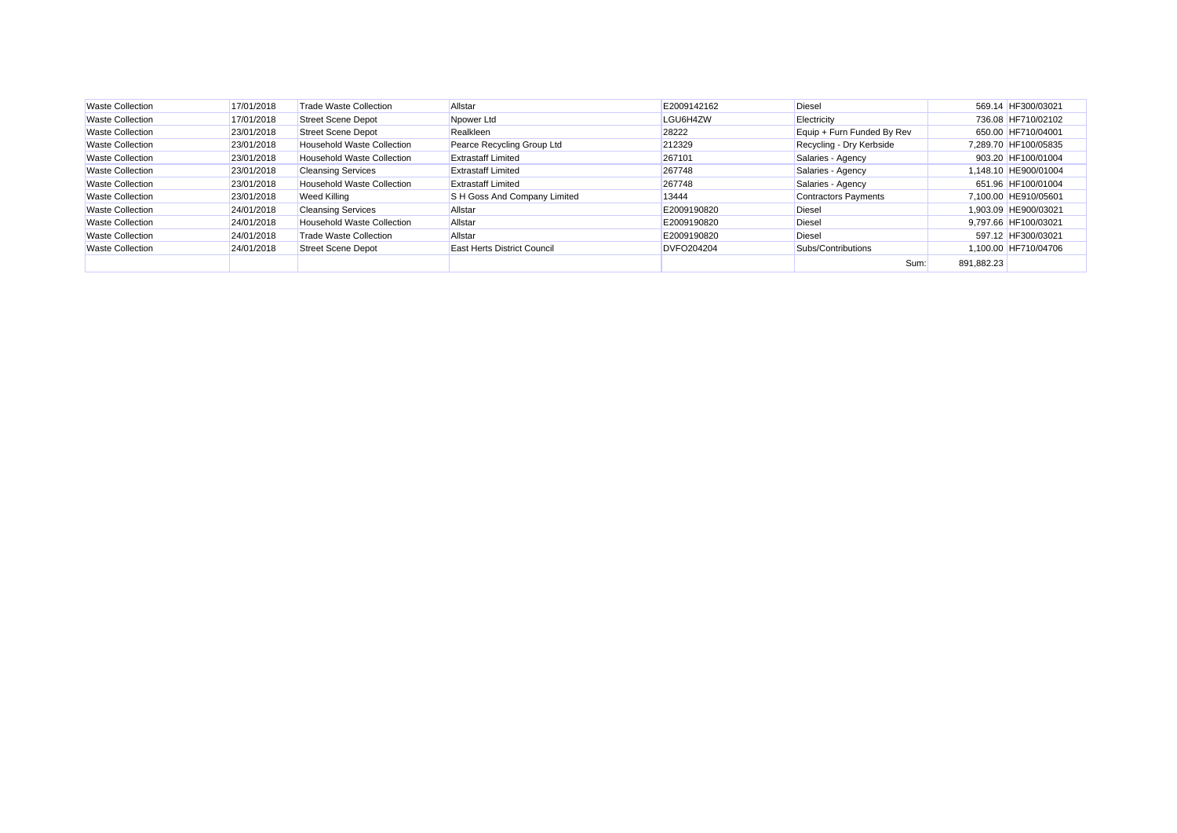| | | | | | | | |
|---|---|---|---|---|---|---|---|
| Waste Collection | 17/01/2018 | Trade Waste Collection | Allstar | E2009142162 | Diesel | 569.14 | HF300/03021 |
| Waste Collection | 17/01/2018 | Street Scene Depot | Npower Ltd | LGU6H4ZW | Electricity | 736.08 | HF710/02102 |
| Waste Collection | 23/01/2018 | Street Scene Depot | Realkleen | 28222 | Equip + Furn Funded By Rev | 650.00 | HF710/04001 |
| Waste Collection | 23/01/2018 | Household Waste Collection | Pearce Recycling Group Ltd | 212329 | Recycling - Dry Kerbside | 7,289.70 | HF100/05835 |
| Waste Collection | 23/01/2018 | Household Waste Collection | Extrastaff Limited | 267101 | Salaries - Agency | 903.20 | HF100/01004 |
| Waste Collection | 23/01/2018 | Cleansing Services | Extrastaff Limited | 267748 | Salaries - Agency | 1,148.10 | HE900/01004 |
| Waste Collection | 23/01/2018 | Household Waste Collection | Extrastaff Limited | 267748 | Salaries - Agency | 651.96 | HF100/01004 |
| Waste Collection | 23/01/2018 | Weed Killing | S H Goss And Company Limited | 13444 | Contractors Payments | 7,100.00 | HE910/05601 |
| Waste Collection | 24/01/2018 | Cleansing Services | Allstar | E2009190820 | Diesel | 1,903.09 | HE900/03021 |
| Waste Collection | 24/01/2018 | Household Waste Collection | Allstar | E2009190820 | Diesel | 9,797.66 | HF100/03021 |
| Waste Collection | 24/01/2018 | Trade Waste Collection | Allstar | E2009190820 | Diesel | 597.12 | HF300/03021 |
| Waste Collection | 24/01/2018 | Street Scene Depot | East Herts District Council | DVFO204204 | Subs/Contributions | 1,100.00 | HF710/04706 |
| | | | | | Sum: | 891,882.23 | |